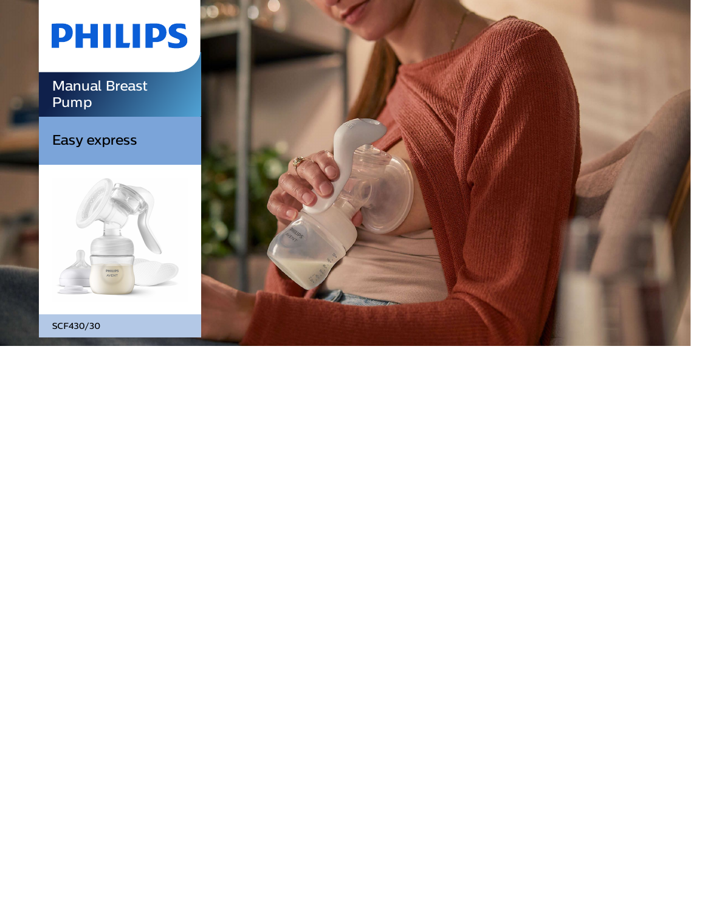# PHILIPS

## Manual Breast Pump

### Easy express

SCF430/30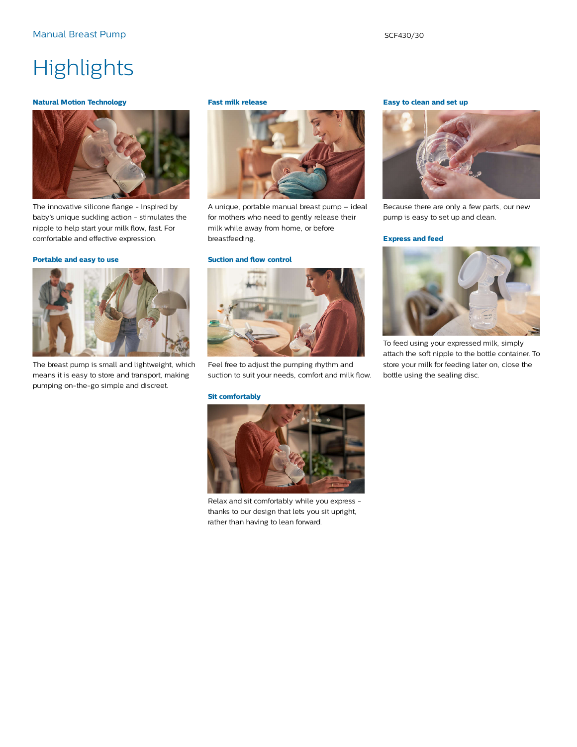# Highlights

### Natural Motion Technology

The innovative silicone flange - inspired by baby's unique suckling action - stimulates the nipple to help start your milk flow, fast. For comfortable and effective expression.

### Portable and easy to use

The breast pump is small and lightweight, which means it is easy to store and transport, making pumping on-the-go simple and discreet.

### Fast milk release

A unique, portable manual breast pump – ideal for mothers who need to gently release their milk while away from home, or before breastfeeding.

### Suction and flow control

Feel free to adjust the pumping rhythm and suction to suit your needs, comfort and milk flow.

### Sit comfortably

Relax and sit comfortably while you express - thanks to our design that lets you sit upright, rather than having to lean forward.

### Easy to clean and set up

Because there are only a few parts, our new pump is easy to set up and clean.

### Express and feed

To feed using your expressed milk, simply attach the soft nipple to the bottle container. To store your milk for feeding later on, close the bottle using the sealing disc.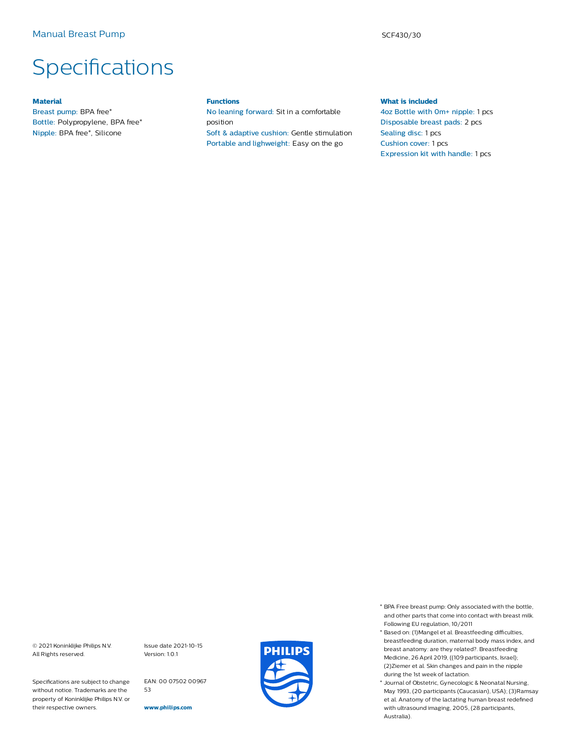# Specifications

### Material

Breast pump: BPA free*
Bottle: Polypropylene, BPA free*
Nipple: BPA free*, Silicone

### Functions

No leaning forward: Sit in a comfortable position
Soft & adaptive cushion: Gentle stimulation
Portable and lighweight: Easy on the go

### What is included

4oz Bottle with 0m+ nipple: 1 pcs
Disposable breast pads: 2 pcs
Sealing disc: 1 pcs
Cushion cover: 1 pcs
Expression kit with handle: 1 pcs

* BPA Free breast pump: Only associated with the bottle, and other parts that come into contact with breast milk. Following EU regulation, 10/2011
* Based on: (1)Mangel et al. Breastfeeding difficulties, breastfeeding duration, maternal body mass index, and breast anatomy: are they related?. Breastfeeding Medicine, 26 April 2019, ((109 participants, Israel); (2)Ziemer et al. Skin changes and pain in the nipple during the 1st week of lactation.
* Journal of Obstetric, Gynecologic & Neonatal Nursing, May 1993, (20 participants (Caucasian), USA); (3)Ramsay et al. Anatomy of the lactating human breast redefined with ultrasound imaging, 2005, (28 participants, Australia).

© 2021 Koninklijke Philips N.V.
All Rights reserved.

Specifications are subject to change without notice. Trademarks are the property of Koninklijke Philips N.V. or their respective owners.

Issue date 2021-10-15
Version: 1.0.1

EAN: 00 07502 00967 53

www.philips.com